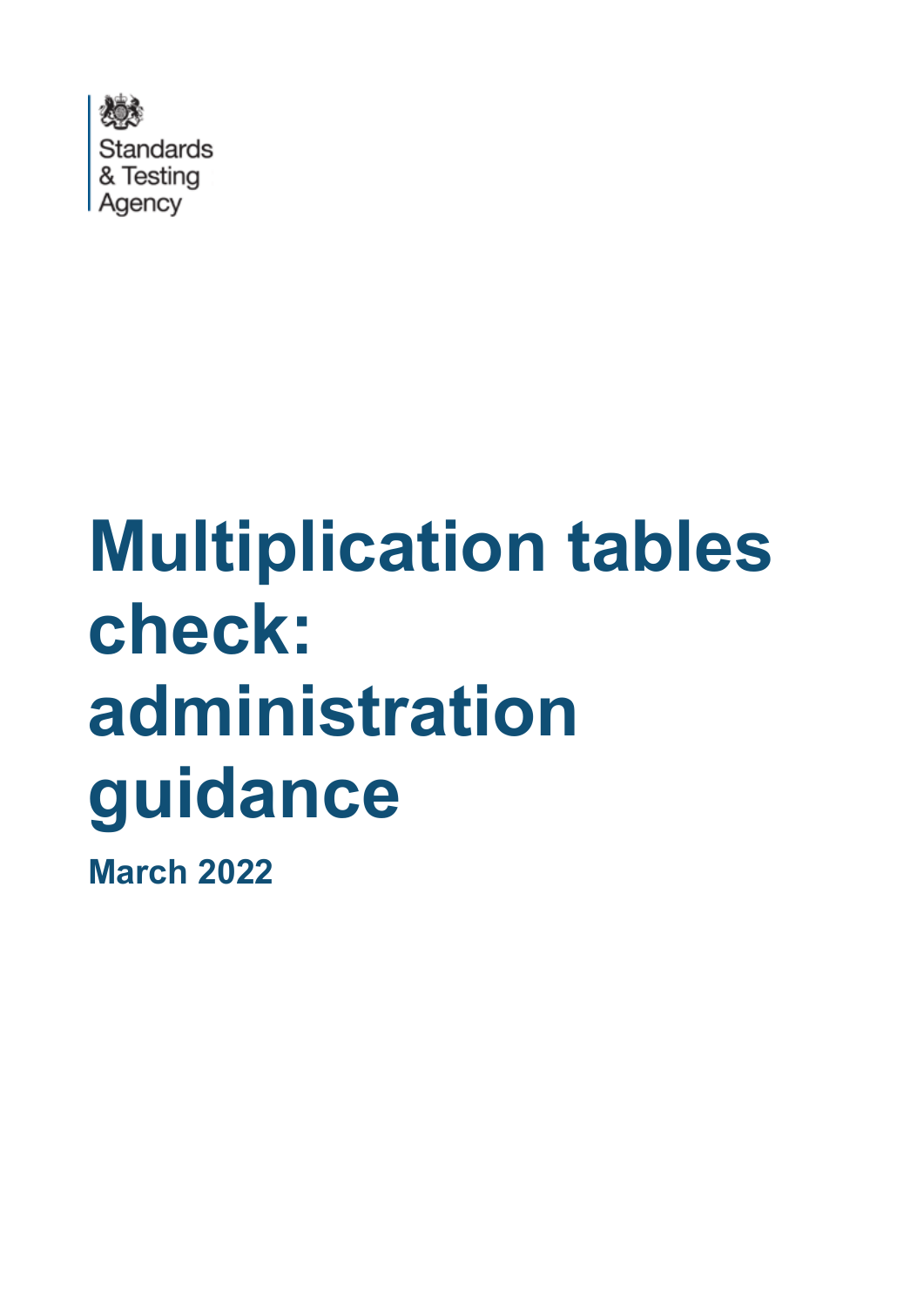Standards & Testing Agency

# Multiplication tables check: administration guidance

**March 2022**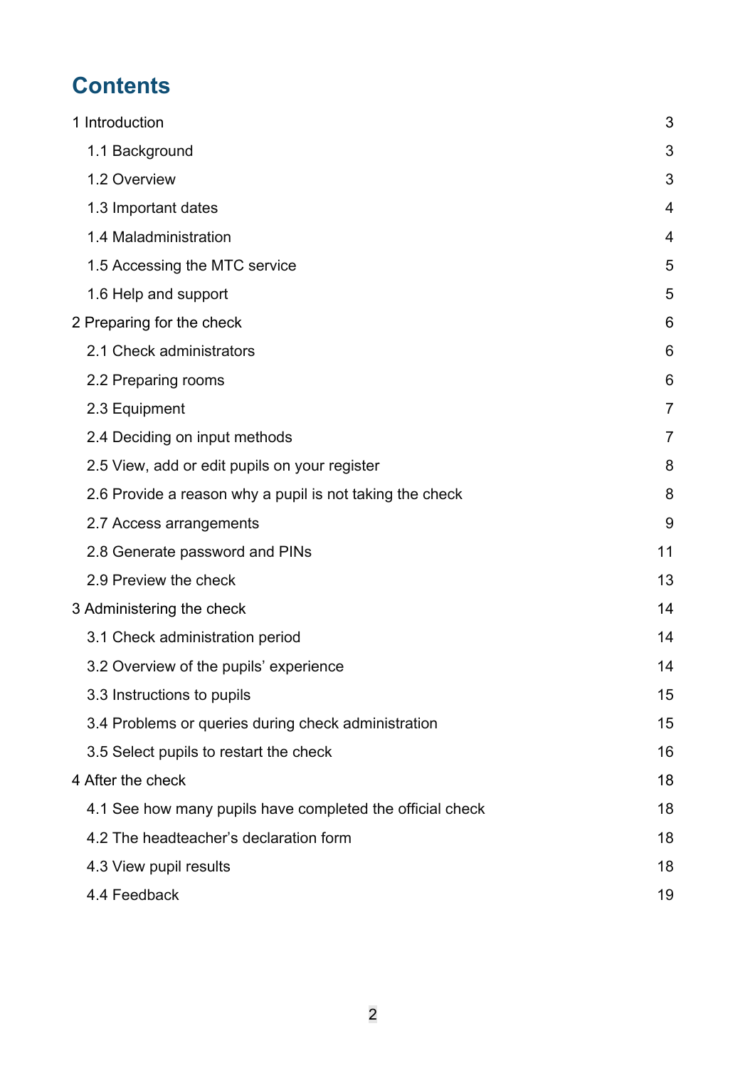# Contents

1 Introduction 3

- 1.1 Background 3
- 1.2 Overview 3
- 1.3 Important dates 4
- 1.4 Maladministration 4
- 1.5 Accessing the MTC service 5
- 1.6 Help and support 5

2 Preparing for the check 6

- 2.1 Check administrators 6
- 2.2 Preparing rooms 6
- 2.3 Equipment 7
- 2.4 Deciding on input methods 7
- 2.5 View, add or edit pupils on your register 8
- 2.6 Provide a reason why a pupil is not taking the check 8
- 2.7 Access arrangements 9
- 2.8 Generate password and PINs 11
- 2.9 Preview the check 13

3 Administering the check 14

- 3.1 Check administration period 14
- 3.2 Overview of the pupils' experience 14
- 3.3 Instructions to pupils 15
- 3.4 Problems or queries during check administration 15
- 3.5 Select pupils to restart the check 16

4 After the check 18

- 4.1 See how many pupils have completed the official check 18
- 4.2 The headteacher's declaration form 18
- 4.3 View pupil results 18
- 4.4 Feedback 19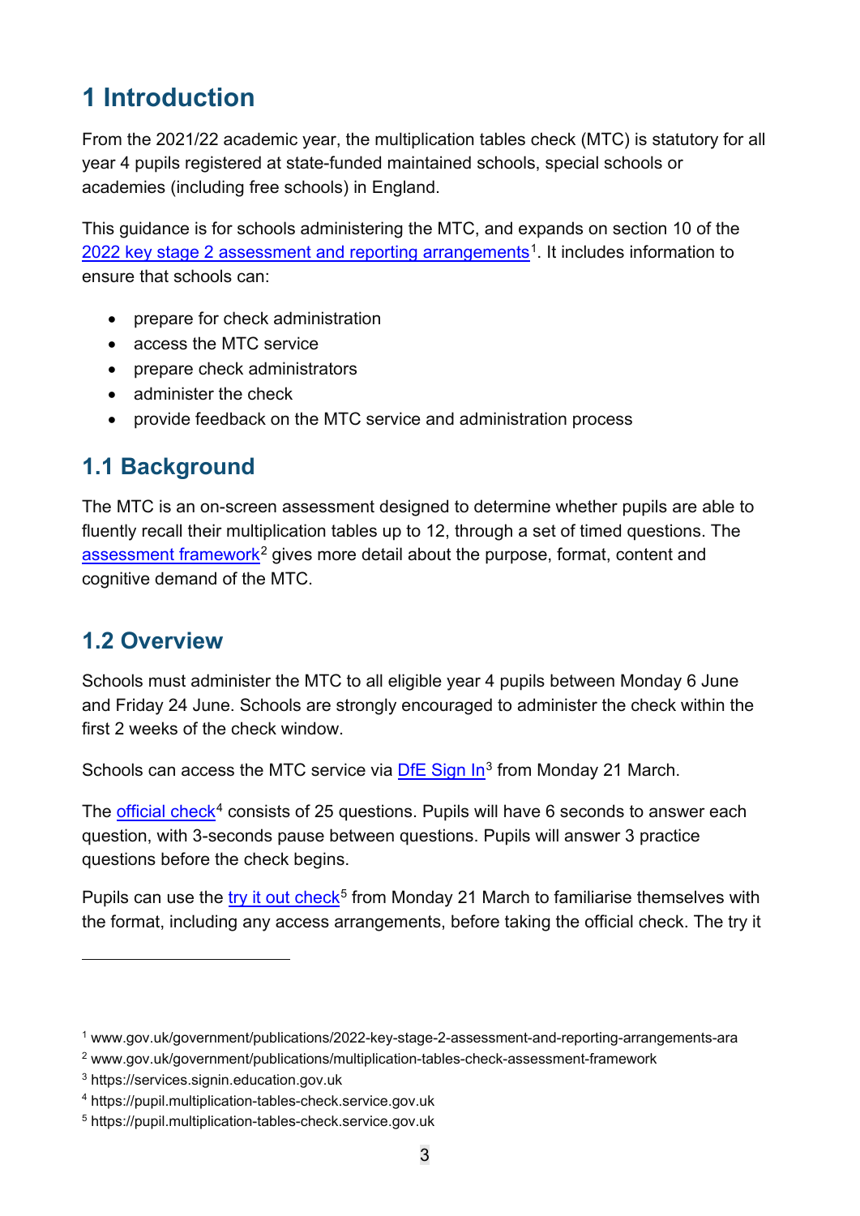# 1 Introduction

From the 2021/22 academic year, the multiplication tables check (MTC) is statutory for all year 4 pupils registered at state-funded maintained schools, special schools or academies (including free schools) in England.

This guidance is for schools administering the MTC, and expands on section 10 of the 2022 key stage 2 assessment and reporting arrangements[1]. It includes information to ensure that schools can:

- prepare for check administration
- access the MTC service
- prepare check administrators
- administer the check
- provide feedback on the MTC service and administration process

## 1.1 Background

The MTC is an on-screen assessment designed to determine whether pupils are able to fluently recall their multiplication tables up to 12, through a set of timed questions. The assessment framework[2] gives more detail about the purpose, format, content and cognitive demand of the MTC.

## 1.2 Overview

Schools must administer the MTC to all eligible year 4 pupils between Monday 6 June and Friday 24 June. Schools are strongly encouraged to administer the check within the first 2 weeks of the check window.

Schools can access the MTC service via DfE Sign In[3] from Monday 21 March.

The official check[4] consists of 25 questions. Pupils will have 6 seconds to answer each question, with 3-seconds pause between questions. Pupils will answer 3 practice questions before the check begins.

Pupils can use the try it out check[5] from Monday 21 March to familiarise themselves with the format, including any access arrangements, before taking the official check. The try it

---

[1] www.gov.uk/government/publications/2022-key-stage-2-assessment-and-reporting-arrangements-ara

[2] www.gov.uk/government/publications/multiplication-tables-check-assessment-framework

[3] https://services.signin.education.gov.uk

[4] https://pupil.multiplication-tables-check.service.gov.uk

[5] https://pupil.multiplication-tables-check.service.gov.uk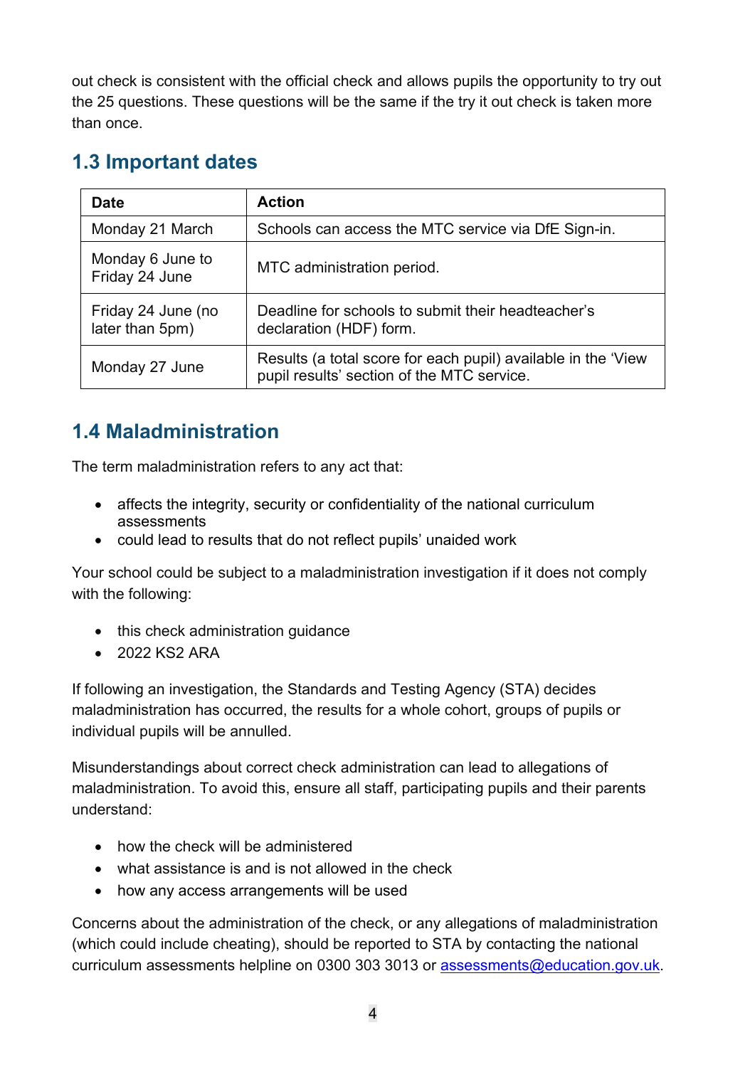out check is consistent with the official check and allows pupils the opportunity to try out the 25 questions. These questions will be the same if the try it out check is taken more than once.

## 1.3 Important dates

| Date | Action |
|---|---|
| Monday 21 March | Schools can access the MTC service via DfE Sign-in. |
| Monday 6 June to Friday 24 June | MTC administration period. |
| Friday 24 June (no later than 5pm) | Deadline for schools to submit their headteacher's declaration (HDF) form. |
| Monday 27 June | Results (a total score for each pupil) available in the 'View pupil results' section of the MTC service. |

## 1.4 Maladministration

The term maladministration refers to any act that:

- affects the integrity, security or confidentiality of the national curriculum assessments
- could lead to results that do not reflect pupils' unaided work

Your school could be subject to a maladministration investigation if it does not comply with the following:

- this check administration guidance
- 2022 KS2 ARA

If following an investigation, the Standards and Testing Agency (STA) decides maladministration has occurred, the results for a whole cohort, groups of pupils or individual pupils will be annulled.

Misunderstandings about correct check administration can lead to allegations of maladministration. To avoid this, ensure all staff, participating pupils and their parents understand:

- how the check will be administered
- what assistance is and is not allowed in the check
- how any access arrangements will be used

Concerns about the administration of the check, or any allegations of maladministration (which could include cheating), should be reported to STA by contacting the national curriculum assessments helpline on 0300 303 3013 or [assessments@education.gov.uk](mailto:assessments@education.gov.uk).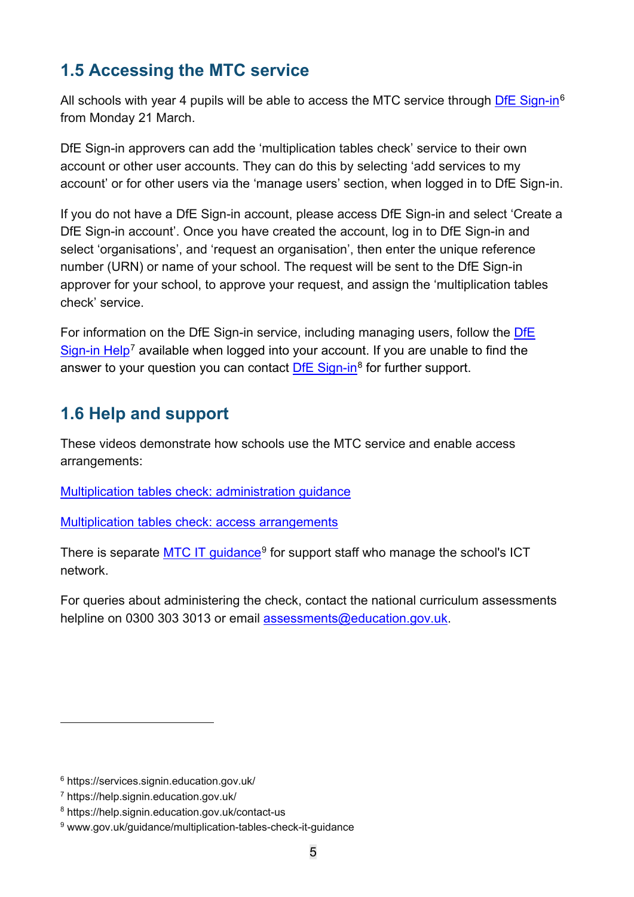## 1.5 Accessing the MTC service

All schools with year 4 pupils will be able to access the MTC service through DfE Sign-in[6] from Monday 21 March.

DfE Sign-in approvers can add the 'multiplication tables check' service to their own account or other user accounts. They can do this by selecting 'add services to my account' or for other users via the 'manage users' section, when logged in to DfE Sign-in.

If you do not have a DfE Sign-in account, please access DfE Sign-in and select 'Create a DfE Sign-in account'. Once you have created the account, log in to DfE Sign-in and select 'organisations', and 'request an organisation', then enter the unique reference number (URN) or name of your school. The request will be sent to the DfE Sign-in approver for your school, to approve your request, and assign the 'multiplication tables check' service.

For information on the DfE Sign-in service, including managing users, follow the DfE Sign-in Help[7] available when logged into your account. If you are unable to find the answer to your question you can contact DfE Sign-in[8] for further support.

## 1.6 Help and support

These videos demonstrate how schools use the MTC service and enable access arrangements:

Multiplication tables check: administration guidance

Multiplication tables check: access arrangements

There is separate MTC IT guidance[9] for support staff who manage the school's ICT network.

For queries about administering the check, contact the national curriculum assessments helpline on 0300 303 3013 or email assessments@education.gov.uk.

---

[6] https://services.signin.education.gov.uk/

[7] https://help.signin.education.gov.uk/

[8] https://help.signin.education.gov.uk/contact-us

[9] www.gov.uk/guidance/multiplication-tables-check-it-guidance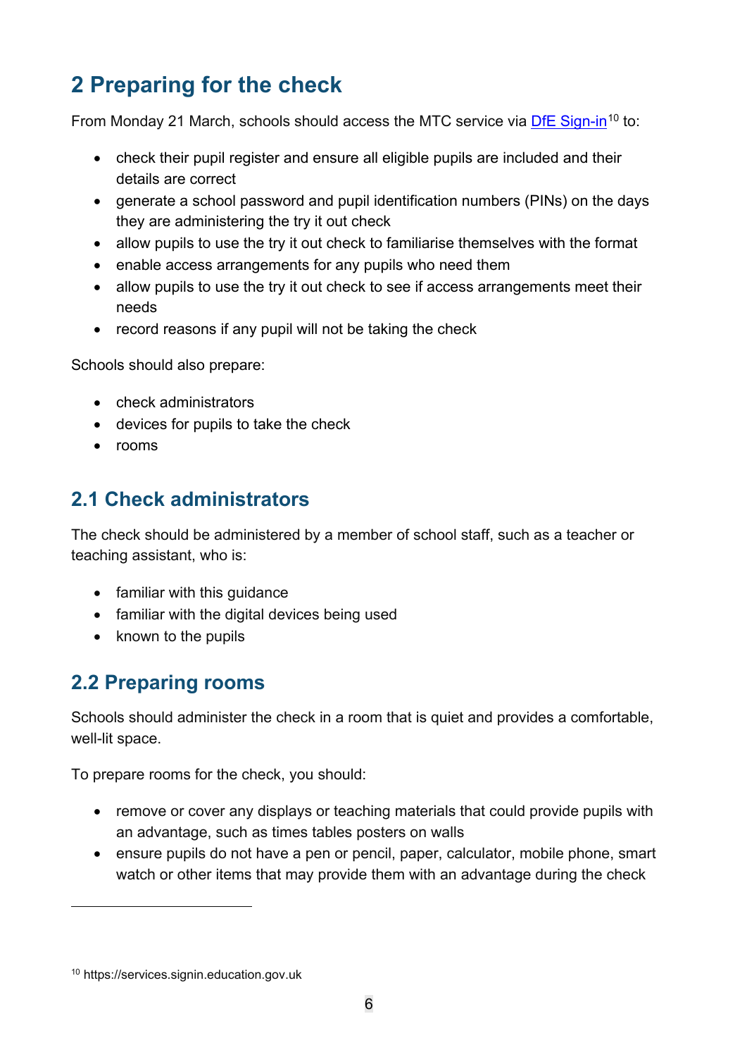## 2 Preparing for the check

From Monday 21 March, schools should access the MTC service via DfE Sign-in[10] to:

- check their pupil register and ensure all eligible pupils are included and their details are correct
- generate a school password and pupil identification numbers (PINs) on the days they are administering the try it out check
- allow pupils to use the try it out check to familiarise themselves with the format
- enable access arrangements for any pupils who need them
- allow pupils to use the try it out check to see if access arrangements meet their needs
- record reasons if any pupil will not be taking the check

Schools should also prepare:

- check administrators
- devices for pupils to take the check
- rooms

### 2.1 Check administrators

The check should be administered by a member of school staff, such as a teacher or teaching assistant, who is:

- familiar with this guidance
- familiar with the digital devices being used
- known to the pupils

### 2.2 Preparing rooms

Schools should administer the check in a room that is quiet and provides a comfortable, well-lit space.

To prepare rooms for the check, you should:

- remove or cover any displays or teaching materials that could provide pupils with an advantage, such as times tables posters on walls
- ensure pupils do not have a pen or pencil, paper, calculator, mobile phone, smart watch or other items that may provide them with an advantage during the check

---

[10] https://services.signin.education.gov.uk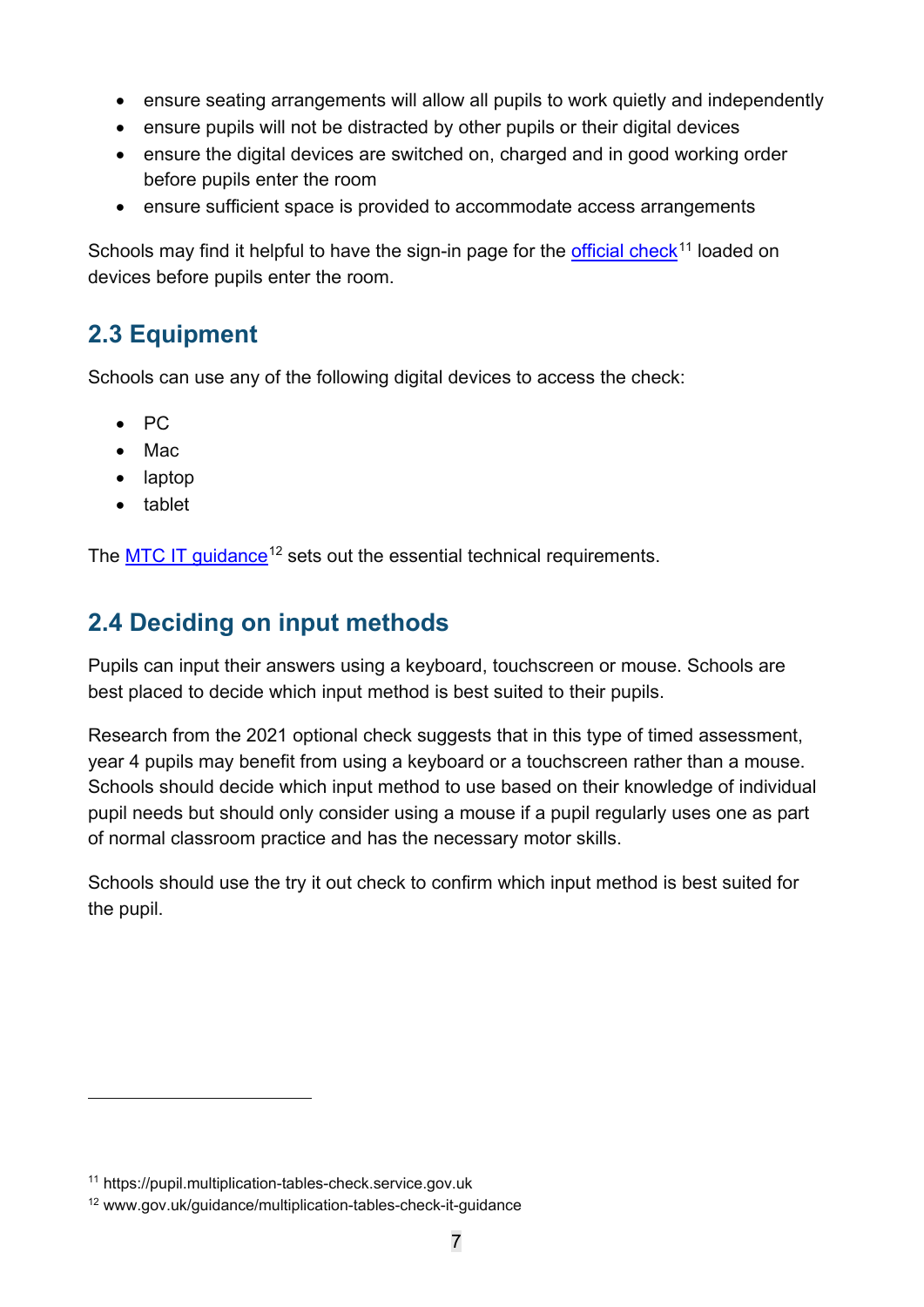- ensure seating arrangements will allow all pupils to work quietly and independently
- ensure pupils will not be distracted by other pupils or their digital devices
- ensure the digital devices are switched on, charged and in good working order before pupils enter the room
- ensure sufficient space is provided to accommodate access arrangements

Schools may find it helpful to have the sign-in page for the official check[11] loaded on devices before pupils enter the room.

## 2.3 Equipment

Schools can use any of the following digital devices to access the check:

- PC
- Mac
- laptop
- tablet

The MTC IT guidance[12] sets out the essential technical requirements.

## 2.4 Deciding on input methods

Pupils can input their answers using a keyboard, touchscreen or mouse. Schools are best placed to decide which input method is best suited to their pupils.

Research from the 2021 optional check suggests that in this type of timed assessment, year 4 pupils may benefit from using a keyboard or a touchscreen rather than a mouse. Schools should decide which input method to use based on their knowledge of individual pupil needs but should only consider using a mouse if a pupil regularly uses one as part of normal classroom practice and has the necessary motor skills.

Schools should use the try it out check to confirm which input method is best suited for the pupil.

[11] https://pupil.multiplication-tables-check.service.gov.uk

[12] www.gov.uk/guidance/multiplication-tables-check-it-guidance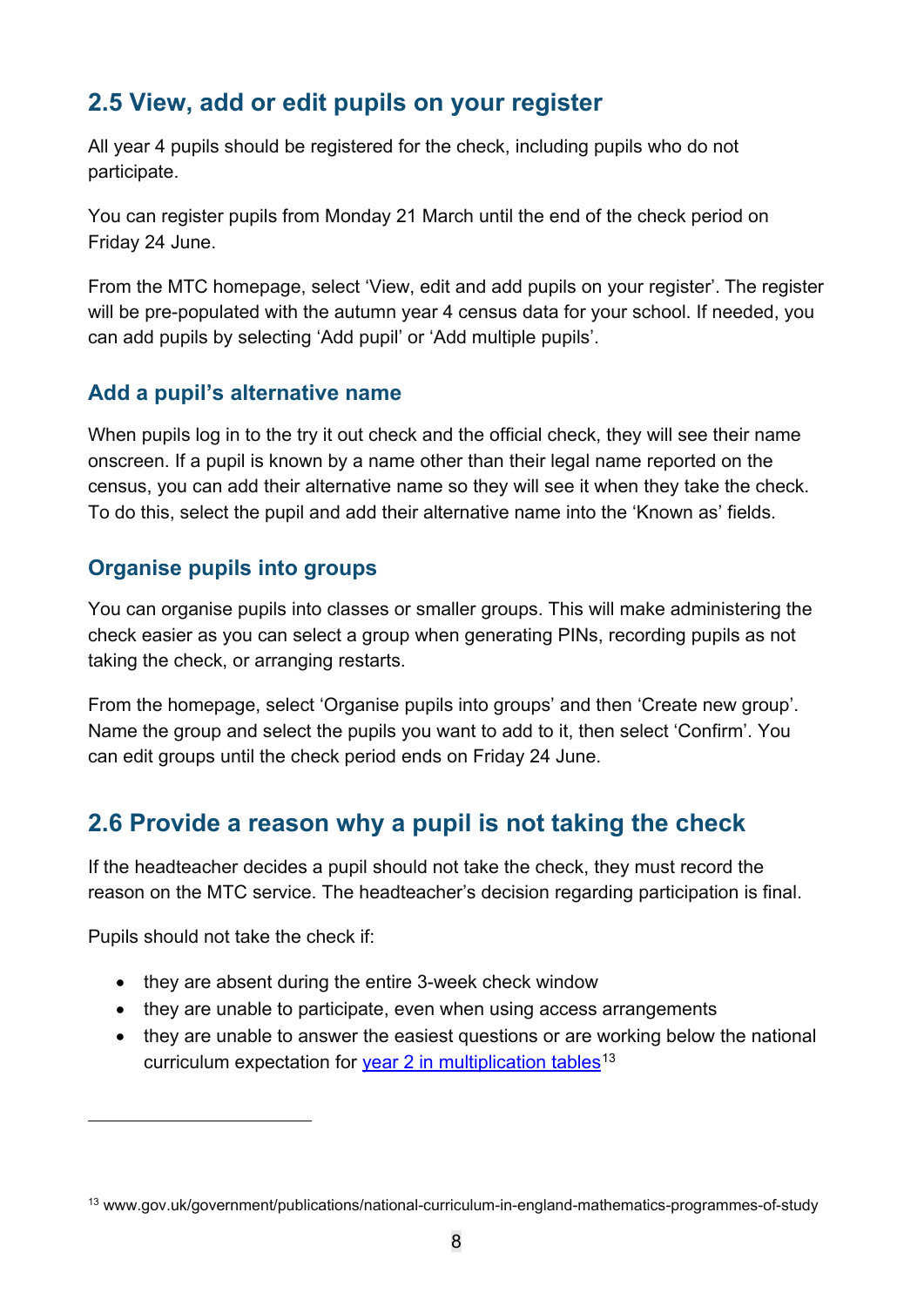## 2.5 View, add or edit pupils on your register

All year 4 pupils should be registered for the check, including pupils who do not participate.

You can register pupils from Monday 21 March until the end of the check period on Friday 24 June.

From the MTC homepage, select 'View, edit and add pupils on your register'. The register will be pre-populated with the autumn year 4 census data for your school. If needed, you can add pupils by selecting 'Add pupil' or 'Add multiple pupils'.

### Add a pupil's alternative name

When pupils log in to the try it out check and the official check, they will see their name onscreen. If a pupil is known by a name other than their legal name reported on the census, you can add their alternative name so they will see it when they take the check. To do this, select the pupil and add their alternative name into the 'Known as' fields.

### Organise pupils into groups

You can organise pupils into classes or smaller groups. This will make administering the check easier as you can select a group when generating PINs, recording pupils as not taking the check, or arranging restarts.

From the homepage, select 'Organise pupils into groups' and then 'Create new group'. Name the group and select the pupils you want to add to it, then select 'Confirm'. You can edit groups until the check period ends on Friday 24 June.

## 2.6 Provide a reason why a pupil is not taking the check

If the headteacher decides a pupil should not take the check, they must record the reason on the MTC service. The headteacher's decision regarding participation is final.

Pupils should not take the check if:

- they are absent during the entire 3-week check window
- they are unable to participate, even when using access arrangements
- they are unable to answer the easiest questions or are working below the national curriculum expectation for year 2 in multiplication tables[13]

---

[13] www.gov.uk/government/publications/national-curriculum-in-england-mathematics-programmes-of-study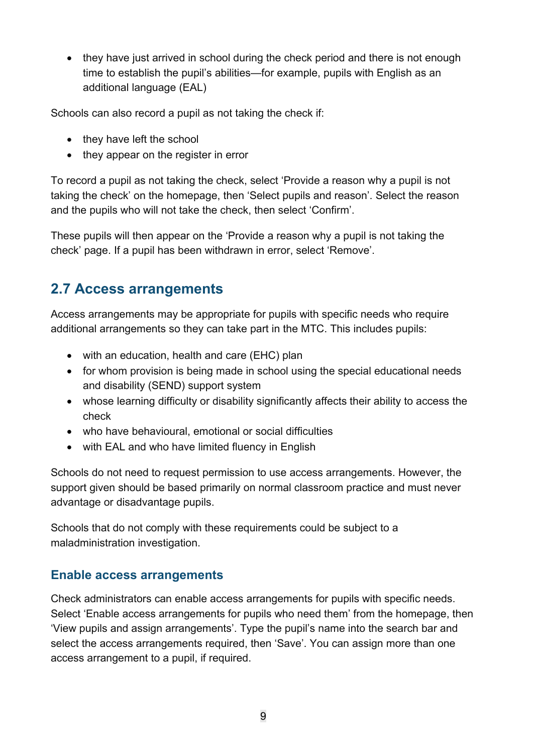- they have just arrived in school during the check period and there is not enough time to establish the pupil's abilities—for example, pupils with English as an additional language (EAL)

Schools can also record a pupil as not taking the check if:

- they have left the school
- they appear on the register in error

To record a pupil as not taking the check, select 'Provide a reason why a pupil is not taking the check' on the homepage, then 'Select pupils and reason'. Select the reason and the pupils who will not take the check, then select 'Confirm'.

These pupils will then appear on the 'Provide a reason why a pupil is not taking the check' page. If a pupil has been withdrawn in error, select 'Remove'.

## 2.7 Access arrangements

Access arrangements may be appropriate for pupils with specific needs who require additional arrangements so they can take part in the MTC. This includes pupils:

- with an education, health and care (EHC) plan
- for whom provision is being made in school using the special educational needs and disability (SEND) support system
- whose learning difficulty or disability significantly affects their ability to access the check
- who have behavioural, emotional or social difficulties
- with EAL and who have limited fluency in English

Schools do not need to request permission to use access arrangements. However, the support given should be based primarily on normal classroom practice and must never advantage or disadvantage pupils.

Schools that do not comply with these requirements could be subject to a maladministration investigation.

### Enable access arrangements

Check administrators can enable access arrangements for pupils with specific needs. Select 'Enable access arrangements for pupils who need them' from the homepage, then 'View pupils and assign arrangements'. Type the pupil's name into the search bar and select the access arrangements required, then 'Save'. You can assign more than one access arrangement to a pupil, if required.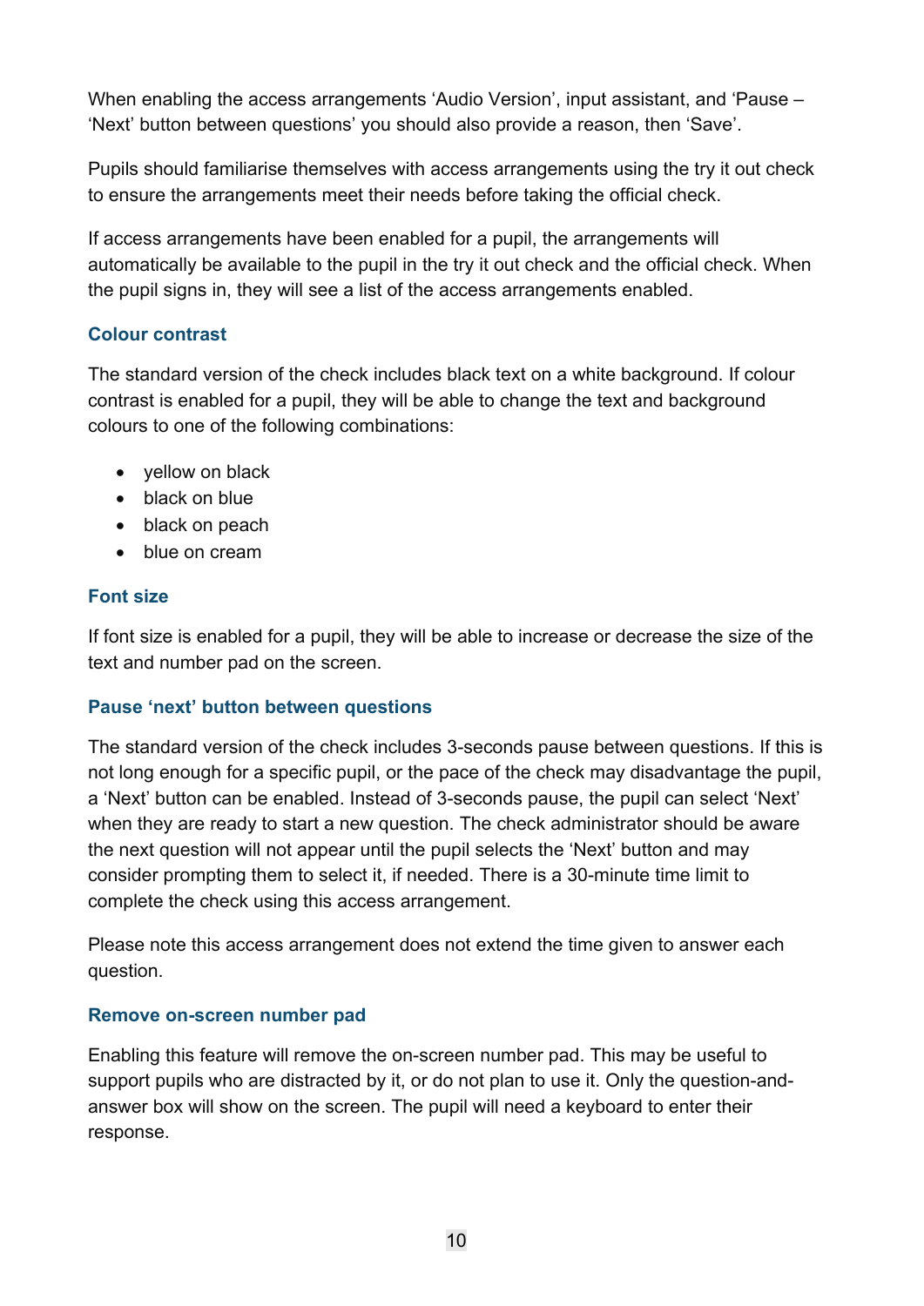When enabling the access arrangements 'Audio Version', input assistant, and 'Pause – 'Next' button between questions' you should also provide a reason, then 'Save'.

Pupils should familiarise themselves with access arrangements using the try it out check to ensure the arrangements meet their needs before taking the official check.

If access arrangements have been enabled for a pupil, the arrangements will automatically be available to the pupil in the try it out check and the official check. When the pupil signs in, they will see a list of the access arrangements enabled.

### Colour contrast

The standard version of the check includes black text on a white background. If colour contrast is enabled for a pupil, they will be able to change the text and background colours to one of the following combinations:

- yellow on black
- black on blue
- black on peach
- blue on cream

### Font size

If font size is enabled for a pupil, they will be able to increase or decrease the size of the text and number pad on the screen.

### Pause 'next' button between questions

The standard version of the check includes 3-seconds pause between questions. If this is not long enough for a specific pupil, or the pace of the check may disadvantage the pupil, a 'Next' button can be enabled. Instead of 3-seconds pause, the pupil can select 'Next' when they are ready to start a new question. The check administrator should be aware the next question will not appear until the pupil selects the 'Next' button and may consider prompting them to select it, if needed. There is a 30-minute time limit to complete the check using this access arrangement.

Please note this access arrangement does not extend the time given to answer each question.

### Remove on-screen number pad

Enabling this feature will remove the on-screen number pad. This may be useful to support pupils who are distracted by it, or do not plan to use it. Only the question-and-answer box will show on the screen. The pupil will need a keyboard to enter their response.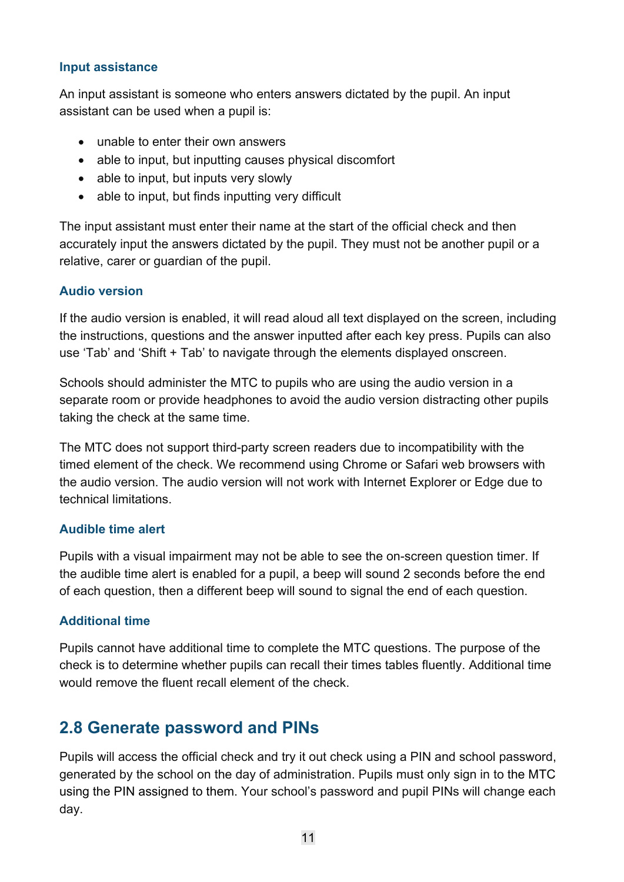### Input assistance

An input assistant is someone who enters answers dictated by the pupil. An input assistant can be used when a pupil is:

- unable to enter their own answers
- able to input, but inputting causes physical discomfort
- able to input, but inputs very slowly
- able to input, but finds inputting very difficult

The input assistant must enter their name at the start of the official check and then accurately input the answers dictated by the pupil. They must not be another pupil or a relative, carer or guardian of the pupil.

### Audio version

If the audio version is enabled, it will read aloud all text displayed on the screen, including the instructions, questions and the answer inputted after each key press. Pupils can also use 'Tab' and 'Shift + Tab' to navigate through the elements displayed onscreen.

Schools should administer the MTC to pupils who are using the audio version in a separate room or provide headphones to avoid the audio version distracting other pupils taking the check at the same time.

The MTC does not support third-party screen readers due to incompatibility with the timed element of the check. We recommend using Chrome or Safari web browsers with the audio version. The audio version will not work with Internet Explorer or Edge due to technical limitations.

### Audible time alert

Pupils with a visual impairment may not be able to see the on-screen question timer. If the audible time alert is enabled for a pupil, a beep will sound 2 seconds before the end of each question, then a different beep will sound to signal the end of each question.

### Additional time

Pupils cannot have additional time to complete the MTC questions. The purpose of the check is to determine whether pupils can recall their times tables fluently. Additional time would remove the fluent recall element of the check.

## 2.8 Generate password and PINs

Pupils will access the official check and try it out check using a PIN and school password, generated by the school on the day of administration. Pupils must only sign in to the MTC using the PIN assigned to them. Your school's password and pupil PINs will change each day.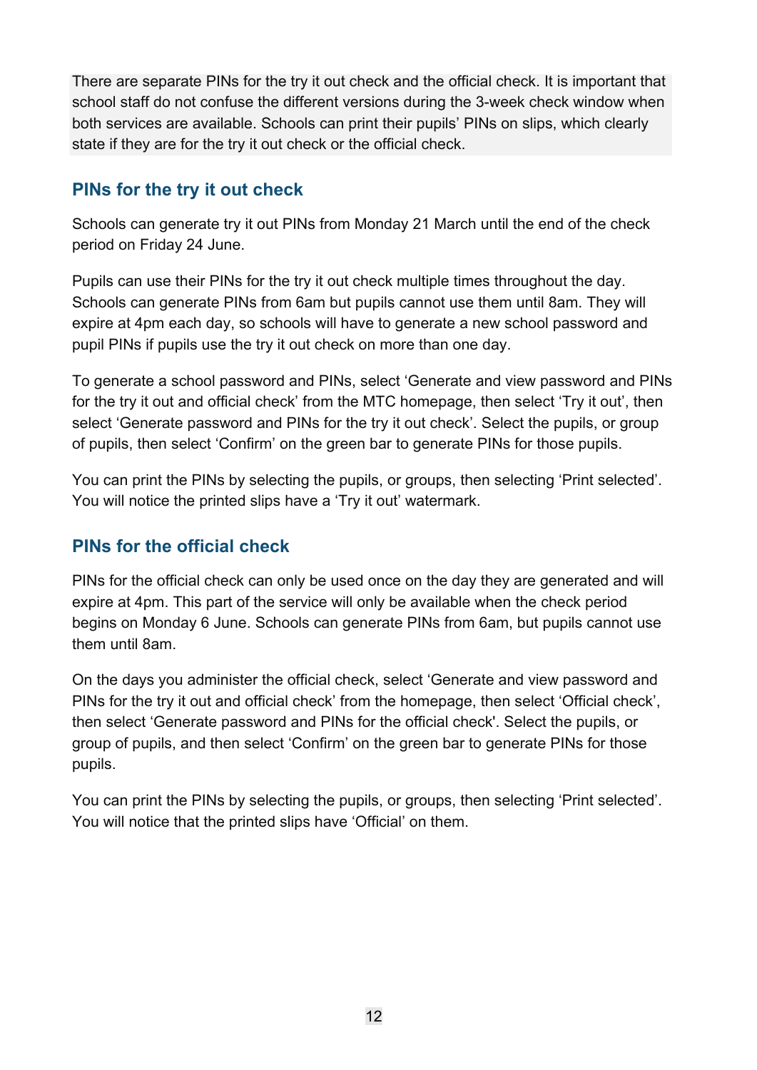There are separate PINs for the try it out check and the official check. It is important that school staff do not confuse the different versions during the 3-week check window when both services are available. Schools can print their pupils' PINs on slips, which clearly state if they are for the try it out check or the official check.

### PINs for the try it out check

Schools can generate try it out PINs from Monday 21 March until the end of the check period on Friday 24 June.

Pupils can use their PINs for the try it out check multiple times throughout the day. Schools can generate PINs from 6am but pupils cannot use them until 8am. They will expire at 4pm each day, so schools will have to generate a new school password and pupil PINs if pupils use the try it out check on more than one day.

To generate a school password and PINs, select 'Generate and view password and PINs for the try it out and official check' from the MTC homepage, then select 'Try it out', then select 'Generate password and PINs for the try it out check'. Select the pupils, or group of pupils, then select 'Confirm' on the green bar to generate PINs for those pupils.

You can print the PINs by selecting the pupils, or groups, then selecting 'Print selected'. You will notice the printed slips have a 'Try it out' watermark.

### PINs for the official check

PINs for the official check can only be used once on the day they are generated and will expire at 4pm. This part of the service will only be available when the check period begins on Monday 6 June. Schools can generate PINs from 6am, but pupils cannot use them until 8am.

On the days you administer the official check, select 'Generate and view password and PINs for the try it out and official check' from the homepage, then select 'Official check', then select 'Generate password and PINs for the official check'. Select the pupils, or group of pupils, and then select 'Confirm' on the green bar to generate PINs for those pupils.

You can print the PINs by selecting the pupils, or groups, then selecting 'Print selected'. You will notice that the printed slips have 'Official' on them.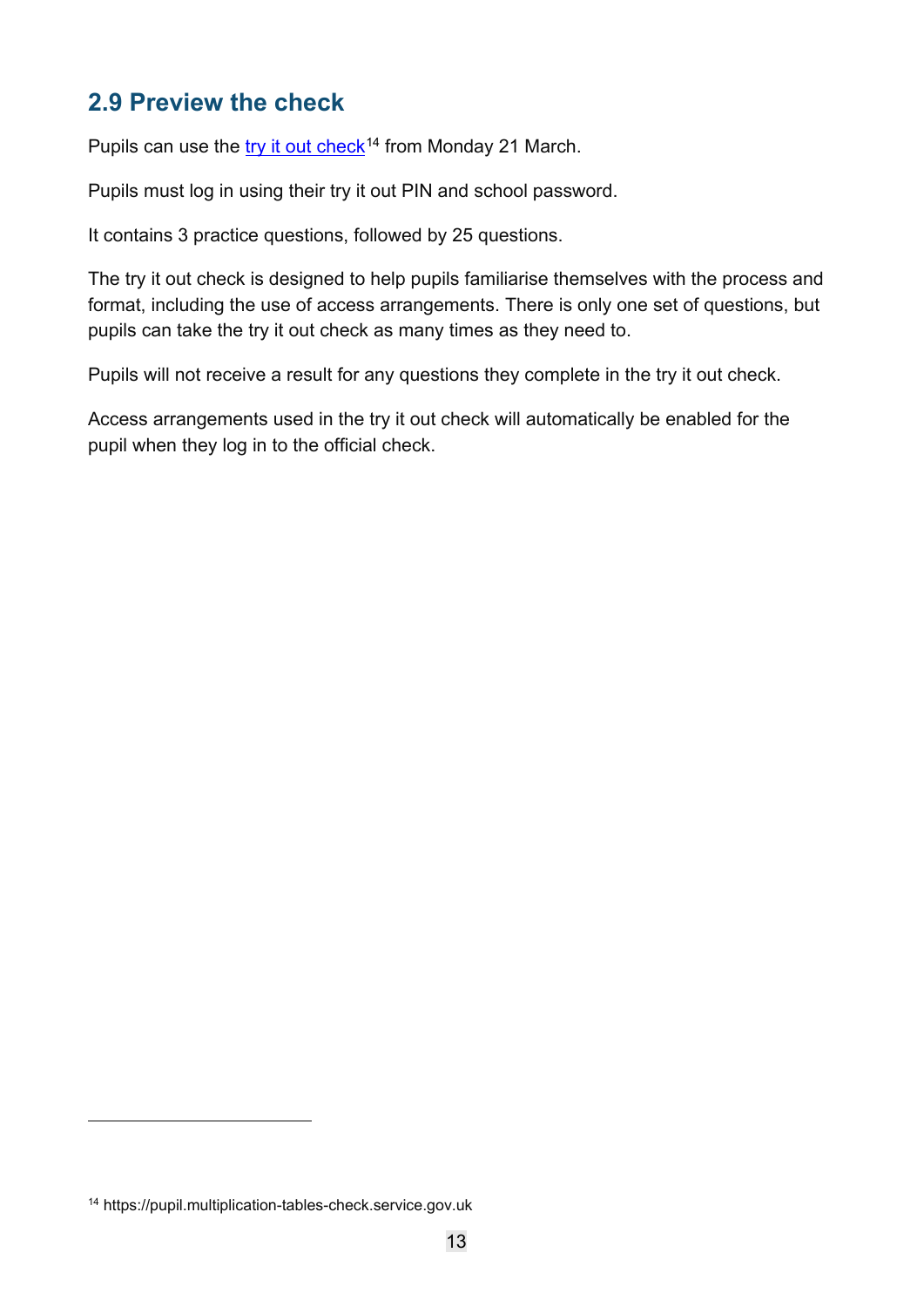## 2.9 Preview the check

Pupils can use the try it out check[14] from Monday 21 March.

Pupils must log in using their try it out PIN and school password.

It contains 3 practice questions, followed by 25 questions.

The try it out check is designed to help pupils familiarise themselves with the process and format, including the use of access arrangements. There is only one set of questions, but pupils can take the try it out check as many times as they need to.

Pupils will not receive a result for any questions they complete in the try it out check.

Access arrangements used in the try it out check will automatically be enabled for the pupil when they log in to the official check.

[14] https://pupil.multiplication-tables-check.service.gov.uk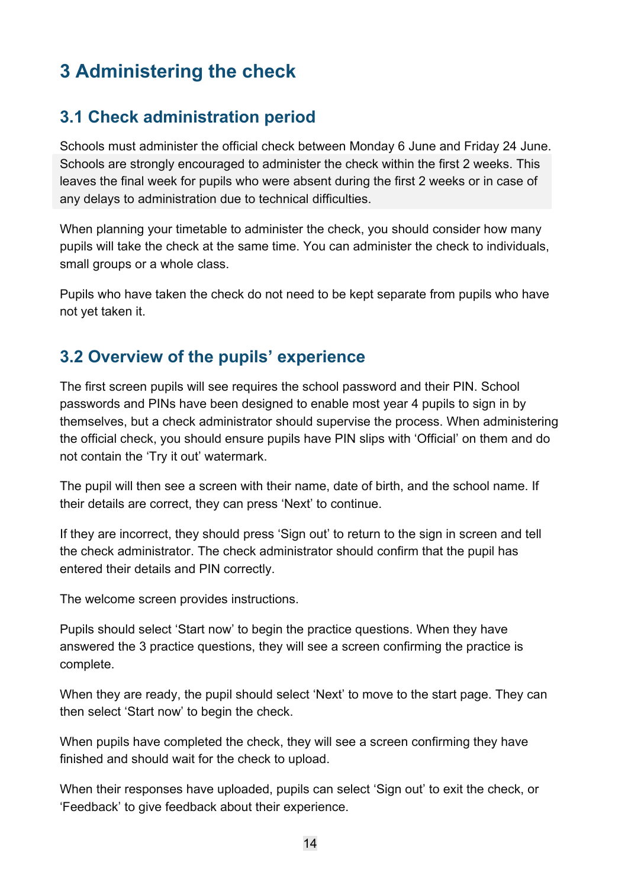# 3 Administering the check

## 3.1 Check administration period

Schools must administer the official check between Monday 6 June and Friday 24 June. Schools are strongly encouraged to administer the check within the first 2 weeks. This leaves the final week for pupils who were absent during the first 2 weeks or in case of any delays to administration due to technical difficulties.

When planning your timetable to administer the check, you should consider how many pupils will take the check at the same time. You can administer the check to individuals, small groups or a whole class.

Pupils who have taken the check do not need to be kept separate from pupils who have not yet taken it.

## 3.2 Overview of the pupils' experience

The first screen pupils will see requires the school password and their PIN. School passwords and PINs have been designed to enable most year 4 pupils to sign in by themselves, but a check administrator should supervise the process. When administering the official check, you should ensure pupils have PIN slips with 'Official' on them and do not contain the 'Try it out' watermark.

The pupil will then see a screen with their name, date of birth, and the school name. If their details are correct, they can press 'Next' to continue.

If they are incorrect, they should press 'Sign out' to return to the sign in screen and tell the check administrator. The check administrator should confirm that the pupil has entered their details and PIN correctly.

The welcome screen provides instructions.

Pupils should select 'Start now' to begin the practice questions. When they have answered the 3 practice questions, they will see a screen confirming the practice is complete.

When they are ready, the pupil should select 'Next' to move to the start page. They can then select 'Start now' to begin the check.

When pupils have completed the check, they will see a screen confirming they have finished and should wait for the check to upload.

When their responses have uploaded, pupils can select 'Sign out' to exit the check, or 'Feedback' to give feedback about their experience.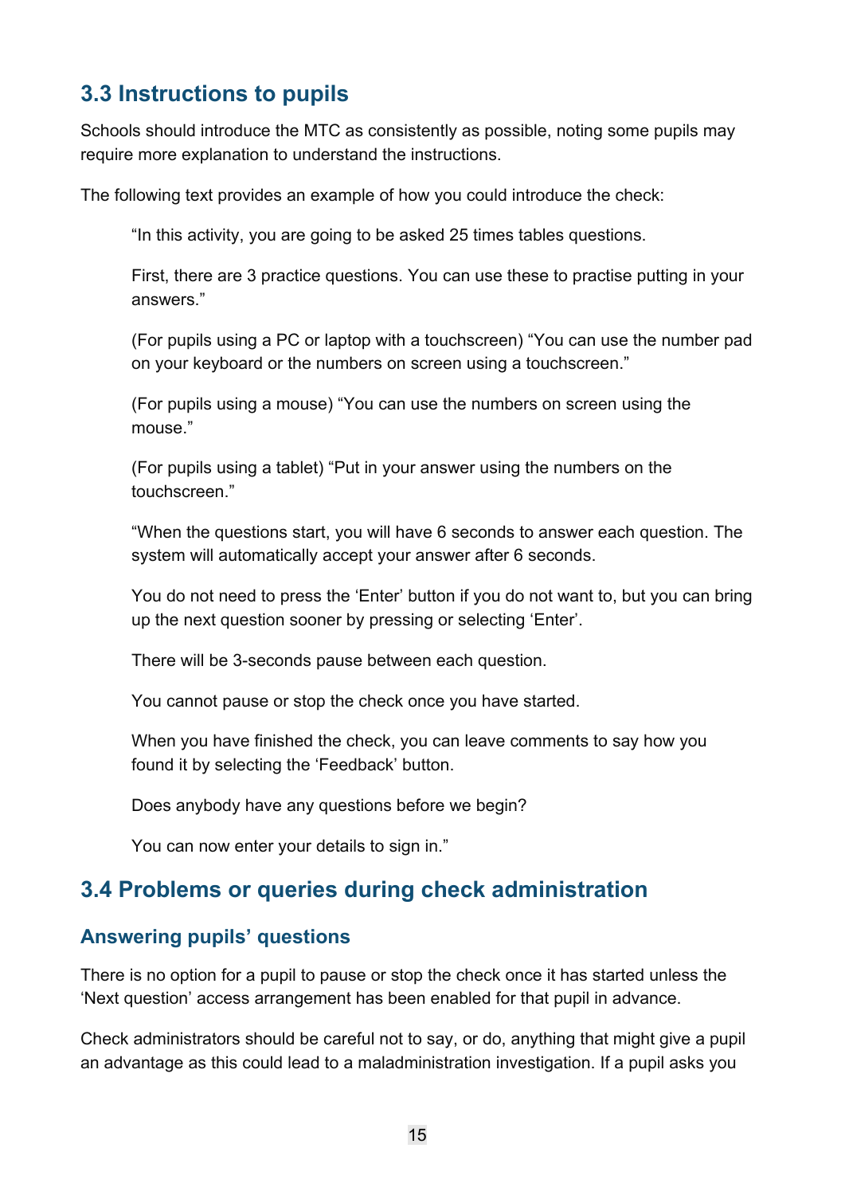## 3.3 Instructions to pupils

Schools should introduce the MTC as consistently as possible, noting some pupils may require more explanation to understand the instructions.

The following text provides an example of how you could introduce the check:

> "In this activity, you are going to be asked 25 times tables questions.
>
> First, there are 3 practice questions. You can use these to practise putting in your answers."
>
> (For pupils using a PC or laptop with a touchscreen) "You can use the number pad on your keyboard or the numbers on screen using a touchscreen."
>
> (For pupils using a mouse) "You can use the numbers on screen using the mouse."
>
> (For pupils using a tablet) "Put in your answer using the numbers on the touchscreen."
>
> "When the questions start, you will have 6 seconds to answer each question. The system will automatically accept your answer after 6 seconds.
>
> You do not need to press the 'Enter' button if you do not want to, but you can bring up the next question sooner by pressing or selecting 'Enter'.
>
> There will be 3-seconds pause between each question.
>
> You cannot pause or stop the check once you have started.
>
> When you have finished the check, you can leave comments to say how you found it by selecting the 'Feedback' button.
>
> Does anybody have any questions before we begin?
>
> You can now enter your details to sign in."

## 3.4 Problems or queries during check administration

### Answering pupils' questions

There is no option for a pupil to pause or stop the check once it has started unless the 'Next question' access arrangement has been enabled for that pupil in advance.

Check administrators should be careful not to say, or do, anything that might give a pupil an advantage as this could lead to a maladministration investigation. If a pupil asks you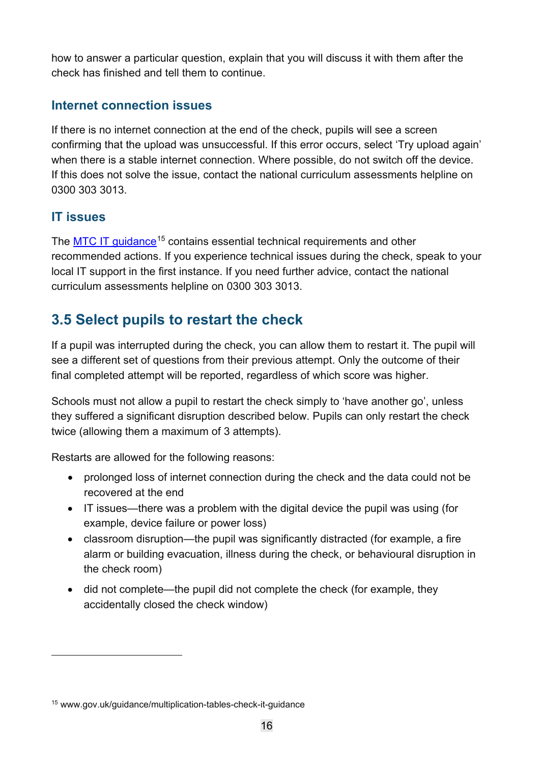how to answer a particular question, explain that you will discuss it with them after the check has finished and tell them to continue.

### Internet connection issues

If there is no internet connection at the end of the check, pupils will see a screen confirming that the upload was unsuccessful. If this error occurs, select 'Try upload again' when there is a stable internet connection. Where possible, do not switch off the device. If this does not solve the issue, contact the national curriculum assessments helpline on 0300 303 3013.

### IT issues

The [MTC IT guidance](www.gov.uk/guidance/multiplication-tables-check-it-guidance)[15] contains essential technical requirements and other recommended actions. If you experience technical issues during the check, speak to your local IT support in the first instance. If you need further advice, contact the national curriculum assessments helpline on 0300 303 3013.

## 3.5 Select pupils to restart the check

If a pupil was interrupted during the check, you can allow them to restart it. The pupil will see a different set of questions from their previous attempt. Only the outcome of their final completed attempt will be reported, regardless of which score was higher.

Schools must not allow a pupil to restart the check simply to 'have another go', unless they suffered a significant disruption described below. Pupils can only restart the check twice (allowing them a maximum of 3 attempts).

Restarts are allowed for the following reasons:

- prolonged loss of internet connection during the check and the data could not be recovered at the end
- IT issues—there was a problem with the digital device the pupil was using (for example, device failure or power loss)
- classroom disruption—the pupil was significantly distracted (for example, a fire alarm or building evacuation, illness during the check, or behavioural disruption in the check room)
- did not complete—the pupil did not complete the check (for example, they accidentally closed the check window)

[15] www.gov.uk/guidance/multiplication-tables-check-it-guidance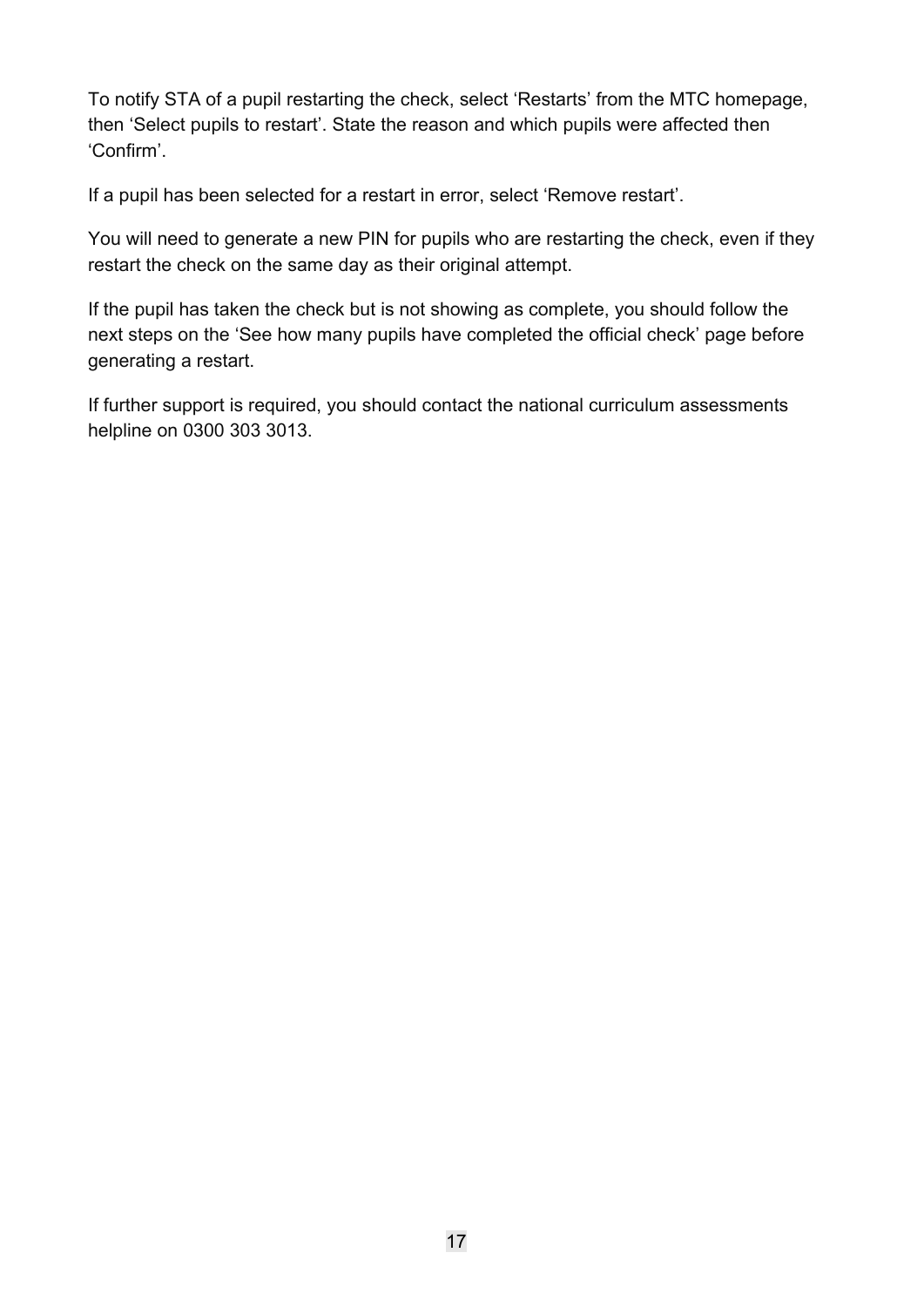To notify STA of a pupil restarting the check, select ‘Restarts’ from the MTC homepage, then ‘Select pupils to restart’. State the reason and which pupils were affected then ‘Confirm’.

If a pupil has been selected for a restart in error, select ‘Remove restart’.

You will need to generate a new PIN for pupils who are restarting the check, even if they restart the check on the same day as their original attempt.

If the pupil has taken the check but is not showing as complete, you should follow the next steps on the ‘See how many pupils have completed the official check’ page before generating a restart.

If further support is required, you should contact the national curriculum assessments helpline on 0300 303 3013.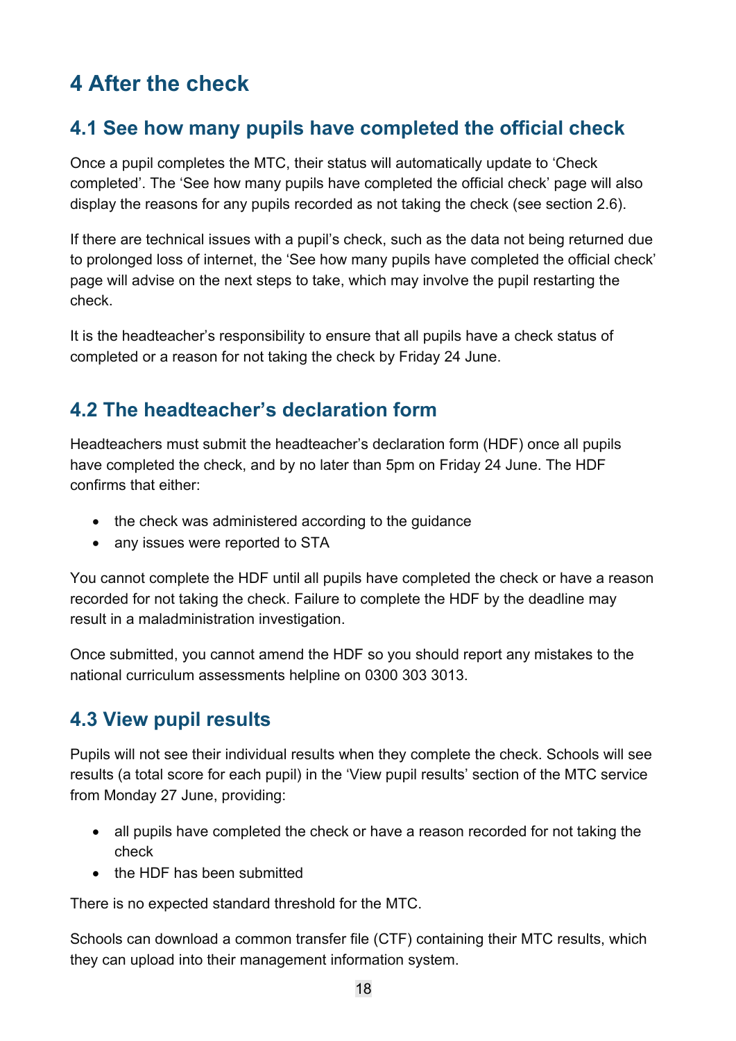# 4 After the check

## 4.1 See how many pupils have completed the official check

Once a pupil completes the MTC, their status will automatically update to 'Check completed'. The 'See how many pupils have completed the official check' page will also display the reasons for any pupils recorded as not taking the check (see section 2.6).

If there are technical issues with a pupil's check, such as the data not being returned due to prolonged loss of internet, the 'See how many pupils have completed the official check' page will advise on the next steps to take, which may involve the pupil restarting the check.

It is the headteacher's responsibility to ensure that all pupils have a check status of completed or a reason for not taking the check by Friday 24 June.

## 4.2 The headteacher's declaration form

Headteachers must submit the headteacher's declaration form (HDF) once all pupils have completed the check, and by no later than 5pm on Friday 24 June. The HDF confirms that either:

- the check was administered according to the guidance
- any issues were reported to STA

You cannot complete the HDF until all pupils have completed the check or have a reason recorded for not taking the check. Failure to complete the HDF by the deadline may result in a maladministration investigation.

Once submitted, you cannot amend the HDF so you should report any mistakes to the national curriculum assessments helpline on 0300 303 3013.

## 4.3 View pupil results

Pupils will not see their individual results when they complete the check. Schools will see results (a total score for each pupil) in the 'View pupil results' section of the MTC service from Monday 27 June, providing:

- all pupils have completed the check or have a reason recorded for not taking the check
- the HDF has been submitted

There is no expected standard threshold for the MTC.

Schools can download a common transfer file (CTF) containing their MTC results, which they can upload into their management information system.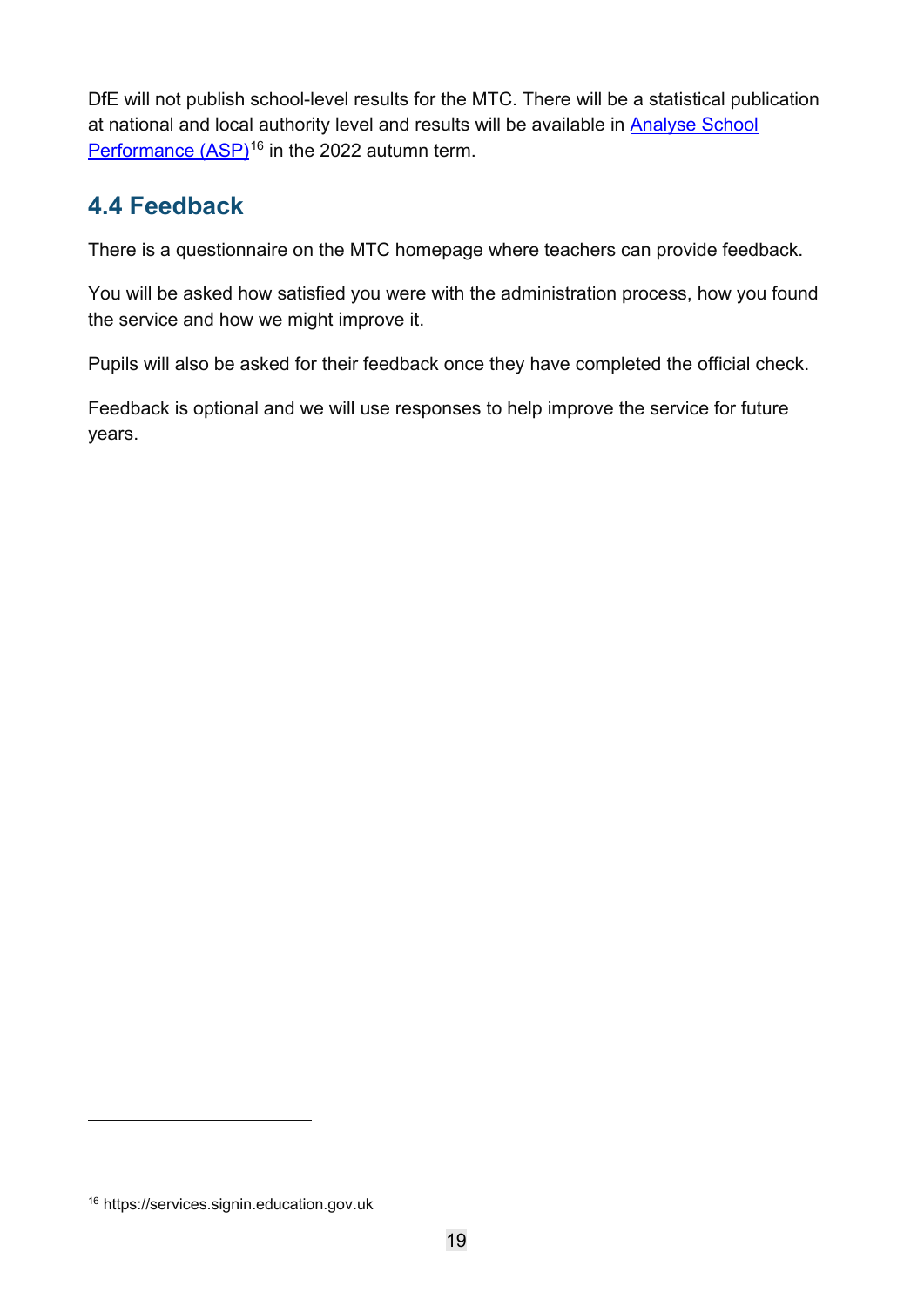DfE will not publish school-level results for the MTC. There will be a statistical publication at national and local authority level and results will be available in [Analyse School Performance (ASP)](https://services.signin.education.gov.uk)[16] in the 2022 autumn term.

## 4.4 Feedback

There is a questionnaire on the MTC homepage where teachers can provide feedback.

You will be asked how satisfied you were with the administration process, how you found the service and how we might improve it.

Pupils will also be asked for their feedback once they have completed the official check.

Feedback is optional and we will use responses to help improve the service for future years.

---

[16] https://services.signin.education.gov.uk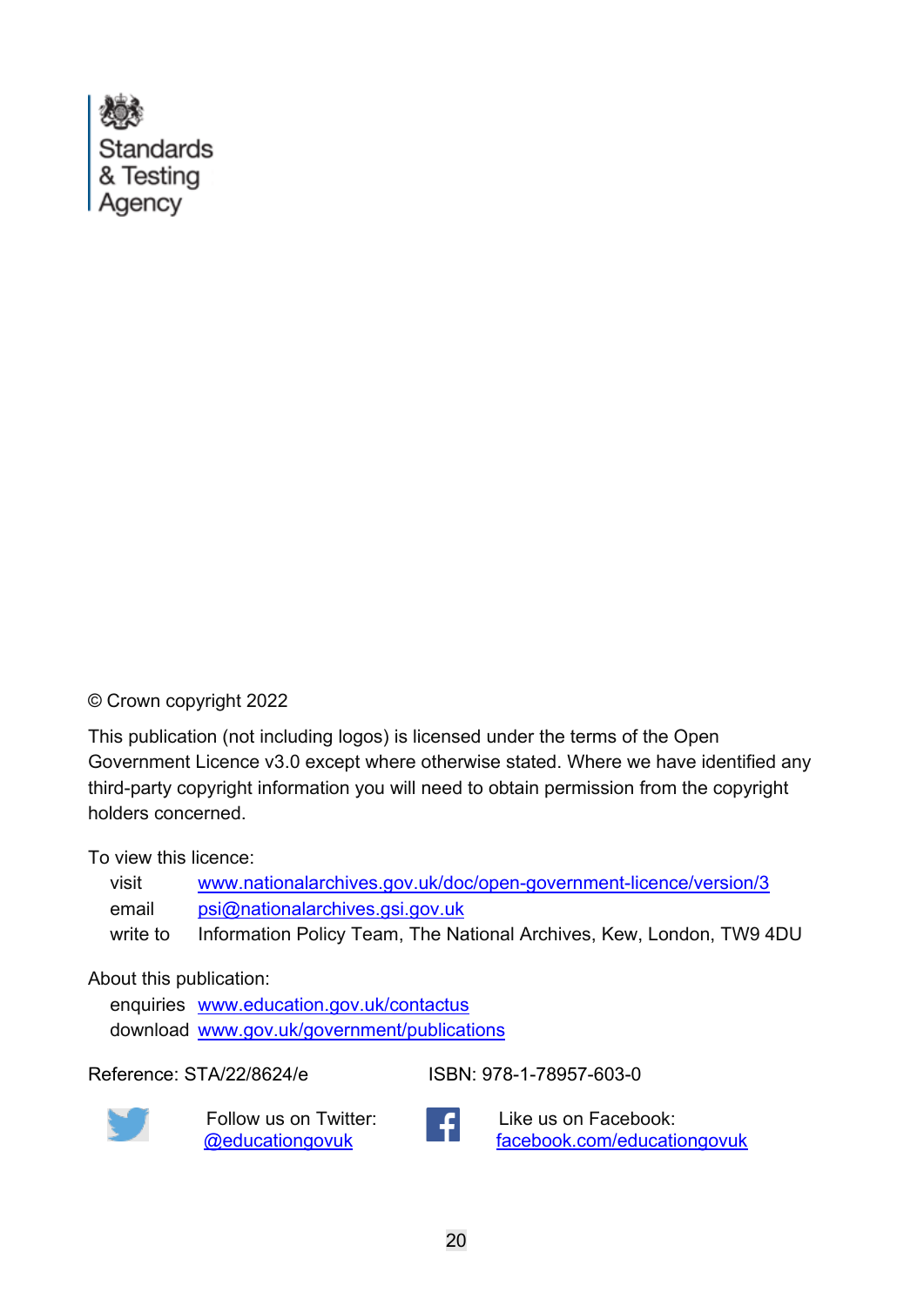Standards & Testing Agency

© Crown copyright 2022

This publication (not including logos) is licensed under the terms of the Open Government Licence v3.0 except where otherwise stated. Where we have identified any third-party copyright information you will need to obtain permission from the copyright holders concerned.

To view this licence:

visit www.nationalarchives.gov.uk/doc/open-government-licence/version/3
email psi@nationalarchives.gsi.gov.uk
write to Information Policy Team, The National Archives, Kew, London, TW9 4DU

About this publication:

enquiries www.education.gov.uk/contactus
download www.gov.uk/government/publications

Reference: STA/22/8624/e

ISBN: 978-1-78957-603-0

Follow us on Twitter:
@educationgovuk

Like us on Facebook:
facebook.com/educationgovuk